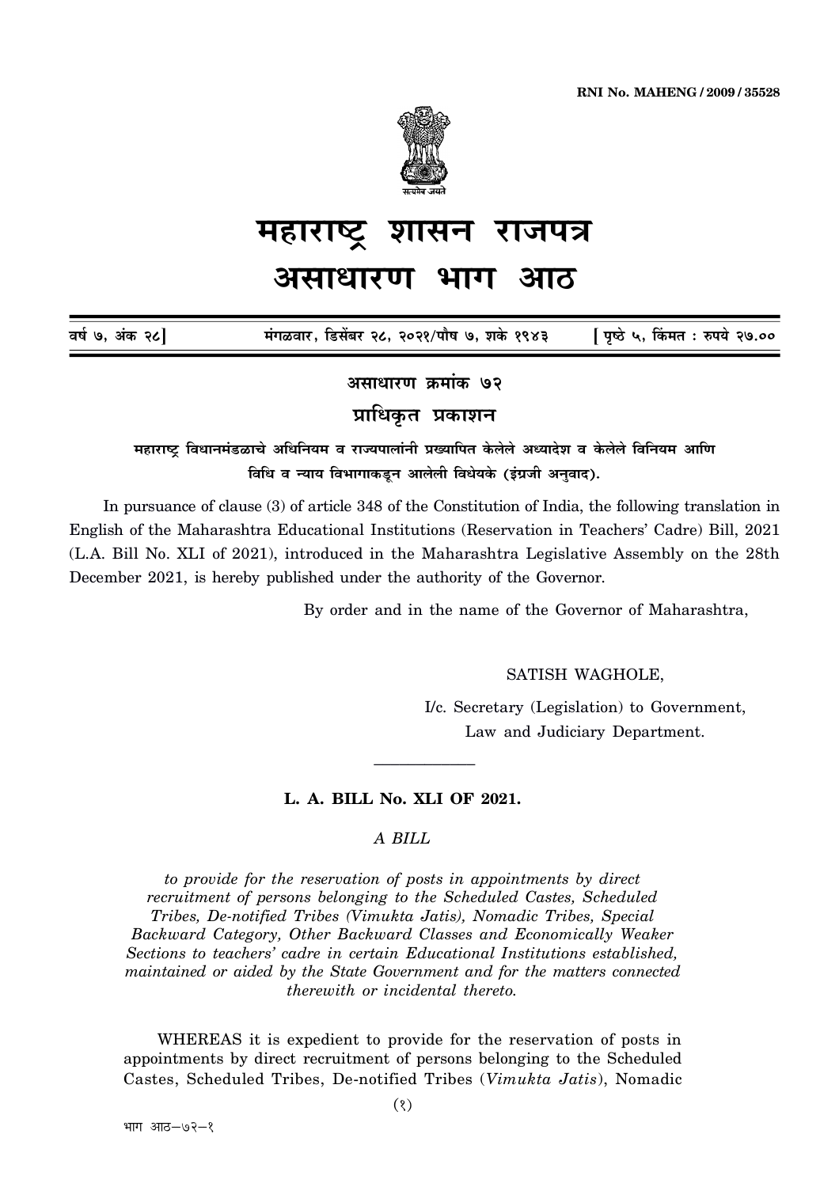RNI No. MAHENG / 2009 / 35528

# महाराष्ट्र शासन राजपत्र
# असाधारण भाग आठ

वर्ष ७, अंक २८] मंगळवार, डिसेंबर २८, २०२१/पौष ७, शके १९४३ [ पृष्ठे ५, किंमत : रुपये २७.००

## असाधारण क्रमांक ७२

## प्राधिकृत प्रकाशन

**महाराष्ट्र विधानमंडळाचे अधिनियम व राज्यपालांनी प्रख्यापित केलेले अध्यादेश व केलेले विनियम आणि विधि व न्याय विभागाकडून आलेली विधेयके (इंग्रजी अनुवाद).**

In pursuance of clause (3) of article 348 of the Constitution of India, the following translation in English of the Maharashtra Educational Institutions (Reservation in Teachers' Cadre) Bill, 2021 (L.A. Bill No. XLI of 2021), introduced in the Maharashtra Legislative Assembly on the 28th December 2021, is hereby published under the authority of the Governor.

By order and in the name of the Governor of Maharashtra,

SATISH WAGHOLE,

I/c. Secretary (Legislation) to Government,
Law and Judiciary Department.

---

### L. A. BILL No. XLI OF 2021.

*A BILL*

*to provide for the reservation of posts in appointments by direct recruitment of persons belonging to the Scheduled Castes, Scheduled Tribes, De-notified Tribes (Vimukta Jatis), Nomadic Tribes, Special Backward Category, Other Backward Classes and Economically Weaker Sections to teachers' cadre in certain Educational Institutions established, maintained or aided by the State Government and for the matters connected therewith or incidental thereto.*

WHEREAS it is expedient to provide for the reservation of posts in appointments by direct recruitment of persons belonging to the Scheduled Castes, Scheduled Tribes, De-notified Tribes (*Vimukta Jatis*), Nomadic

भाग आठ—७२—१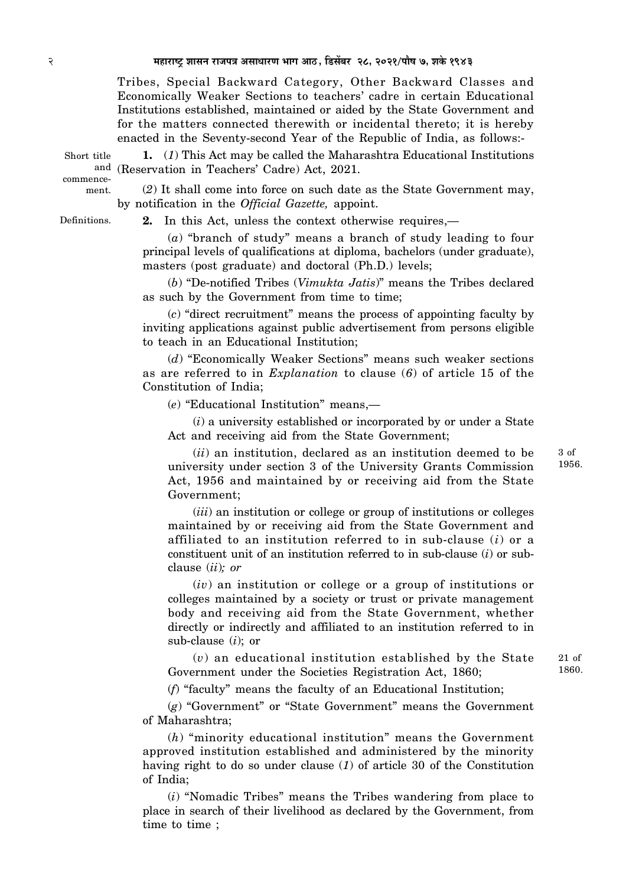Tribes, Special Backward Category, Other Backward Classes and Economically Weaker Sections to teachers' cadre in certain Educational Institutions established, maintained or aided by the State Government and for the matters connected therewith or incidental thereto; it is hereby enacted in the Seventy-second Year of the Republic of India, as follows:-

Short title and commencement.

**1.** (*1*) This Act may be called the Maharashtra Educational Institutions (Reservation in Teachers' Cadre) Act, 2021.

(*2*) It shall come into force on such date as the State Government may, by notification in the *Official Gazette,* appoint.

Definitions.

**2.** In this Act, unless the context otherwise requires,—

(*a*) "branch of study" means a branch of study leading to four principal levels of qualifications at diploma, bachelors (under graduate), masters (post graduate) and doctoral (Ph.D.) levels;

(*b*) "De-notified Tribes (*Vimukta Jatis*)" means the Tribes declared as such by the Government from time to time;

(*c*) "direct recruitment" means the process of appointing faculty by inviting applications against public advertisement from persons eligible to teach in an Educational Institution;

(*d*) "Economically Weaker Sections" means such weaker sections as are referred to in *Explanation* to clause (*6*) of article 15 of the Constitution of India;

(*e*) "Educational Institution" means,—

(*i*) a university established or incorporated by or under a State Act and receiving aid from the State Government;

(*ii*) an institution, declared as an institution deemed to be university under section 3 of the University Grants Commission Act, 1956 and maintained by or receiving aid from the State Government; 3 of 1956.

(*iii*) an institution or college or group of institutions or colleges maintained by or receiving aid from the State Government and affiliated to an institution referred to in sub-clause (*i*) or a constituent unit of an institution referred to in sub-clause (*i*) or sub-clause (*ii*)*; or*

(*iv*) an institution or college or a group of institutions or colleges maintained by a society or trust or private management body and receiving aid from the State Government, whether directly or indirectly and affiliated to an institution referred to in sub-clause (*i*); or

(*v*) an educational institution established by the State Government under the Societies Registration Act, 1860; 21 of 1860.

(*f*) "faculty" means the faculty of an Educational Institution;

(*g*) "Government" or "State Government" means the Government of Maharashtra;

(*h*) "minority educational institution" means the Government approved institution established and administered by the minority having right to do so under clause (*1*) of article 30 of the Constitution of India;

(*i*) "Nomadic Tribes" means the Tribes wandering from place to place in search of their livelihood as declared by the Government, from time to time ;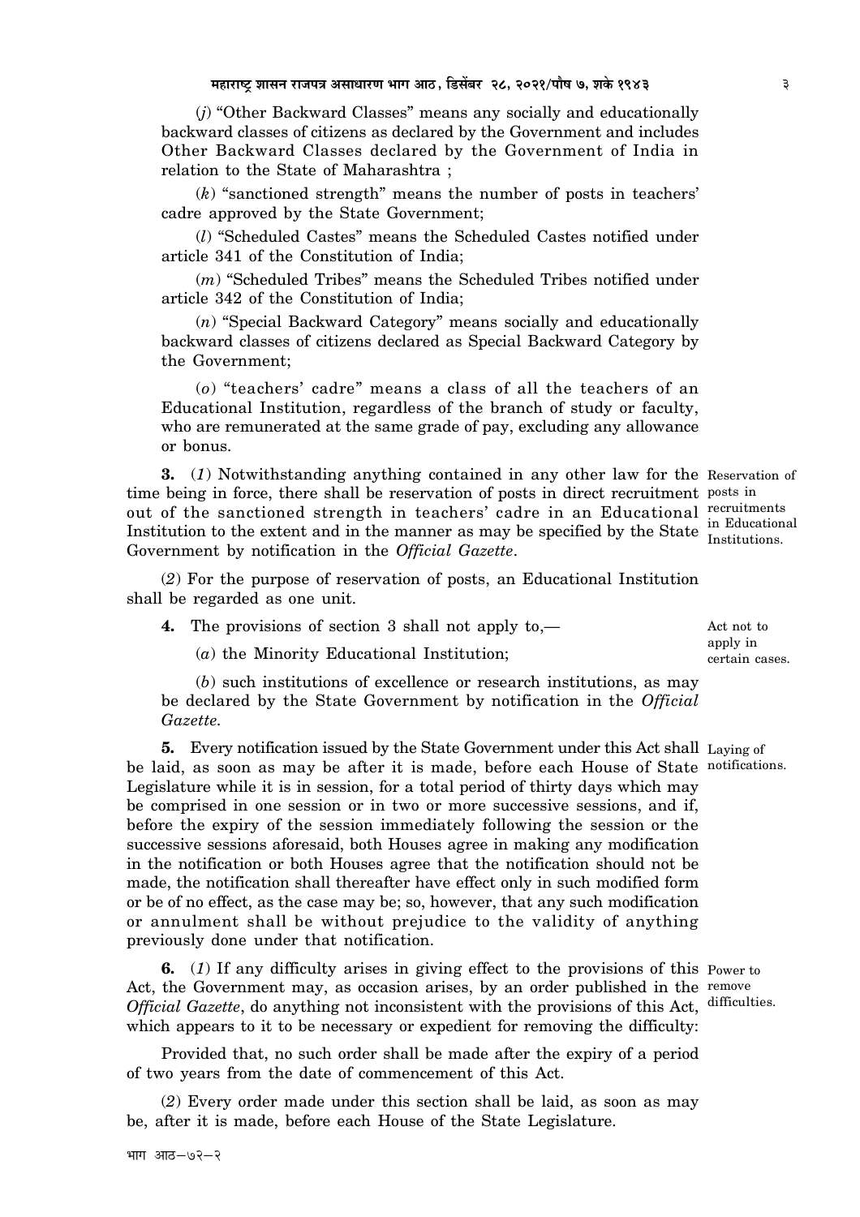(*j*) "Other Backward Classes" means any socially and educationally backward classes of citizens as declared by the Government and includes Other Backward Classes declared by the Government of India in relation to the State of Maharashtra ;

(*k*) "sanctioned strength" means the number of posts in teachers' cadre approved by the State Government;

(*l*) "Scheduled Castes" means the Scheduled Castes notified under article 341 of the Constitution of India;

(*m*) "Scheduled Tribes" means the Scheduled Tribes notified under article 342 of the Constitution of India;

(*n*) "Special Backward Category" means socially and educationally backward classes of citizens declared as Special Backward Category by the Government;

(*o*) "teachers' cadre" means a class of all the teachers of an Educational Institution, regardless of the branch of study or faculty, who are remunerated at the same grade of pay, excluding any allowance or bonus.

**3.** (*1*) Notwithstanding anything contained in any other law for the time being in force, there shall be reservation of posts in direct recruitment out of the sanctioned strength in teachers' cadre in an Educational Institution to the extent and in the manner as may be specified by the State Government by notification in the *Official Gazette*.

*Reservation of posts in recruitments in Educational Institutions.*

(*2*) For the purpose of reservation of posts, an Educational Institution shall be regarded as one unit.

**4.** The provisions of section 3 shall not apply to,—

*Act not to apply in certain cases.*

(*a*) the Minority Educational Institution;

(*b*) such institutions of excellence or research institutions, as may be declared by the State Government by notification in the *Official Gazette.*

**5.** Every notification issued by the State Government under this Act shall be laid, as soon as may be after it is made, before each House of State Legislature while it is in session, for a total period of thirty days which may be comprised in one session or in two or more successive sessions, and if, before the expiry of the session immediately following the session or the successive sessions aforesaid, both Houses agree in making any modification in the notification or both Houses agree that the notification should not be made, the notification shall thereafter have effect only in such modified form or be of no effect, as the case may be; so, however, that any such modification or annulment shall be without prejudice to the validity of anything previously done under that notification.

*Laying of notifications.*

**6.** (*1*) If any difficulty arises in giving effect to the provisions of this Act, the Government may, as occasion arises, by an order published in the *Official Gazette*, do anything not inconsistent with the provisions of this Act, which appears to it to be necessary or expedient for removing the difficulty:

*Power to remove difficulties.*

Provided that, no such order shall be made after the expiry of a period of two years from the date of commencement of this Act.

(*2*) Every order made under this section shall be laid, as soon as may be, after it is made, before each House of the State Legislature.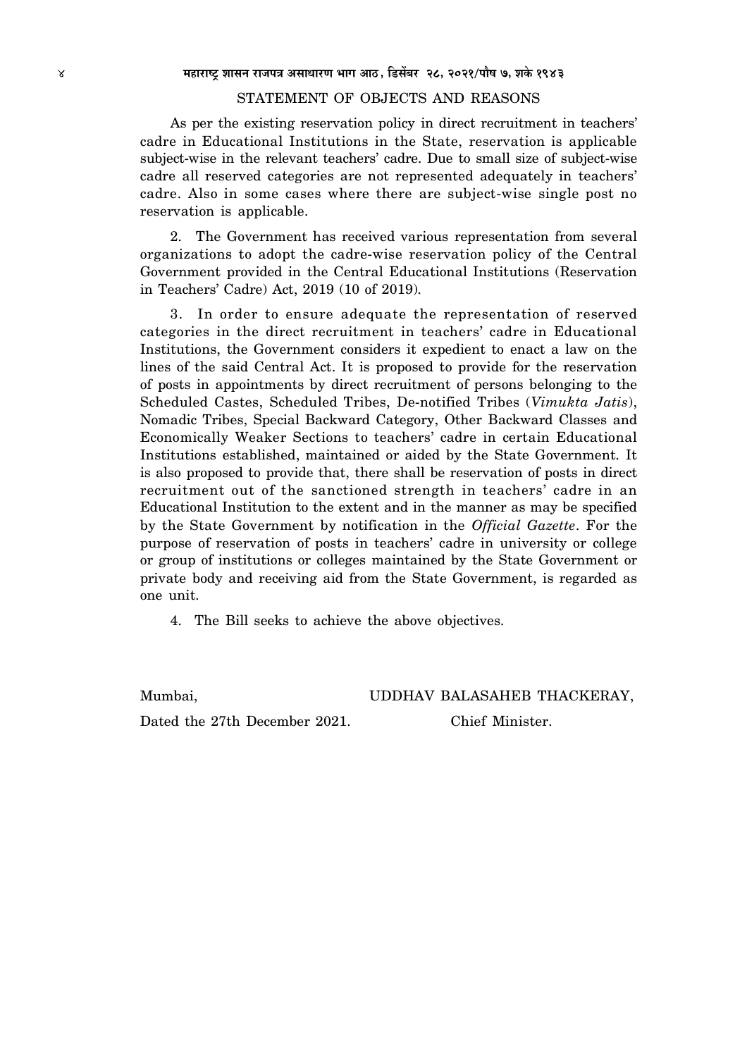## STATEMENT OF OBJECTS AND REASONS

As per the existing reservation policy in direct recruitment in teachers' cadre in Educational Institutions in the State, reservation is applicable subject-wise in the relevant teachers' cadre. Due to small size of subject-wise cadre all reserved categories are not represented adequately in teachers' cadre. Also in some cases where there are subject-wise single post no reservation is applicable.

2. The Government has received various representation from several organizations to adopt the cadre-wise reservation policy of the Central Government provided in the Central Educational Institutions (Reservation in Teachers' Cadre) Act, 2019 (10 of 2019).

3. In order to ensure adequate the representation of reserved categories in the direct recruitment in teachers' cadre in Educational Institutions, the Government considers it expedient to enact a law on the lines of the said Central Act. It is proposed to provide for the reservation of posts in appointments by direct recruitment of persons belonging to the Scheduled Castes, Scheduled Tribes, De-notified Tribes (*Vimukta Jatis*), Nomadic Tribes, Special Backward Category, Other Backward Classes and Economically Weaker Sections to teachers' cadre in certain Educational Institutions established, maintained or aided by the State Government. It is also proposed to provide that, there shall be reservation of posts in direct recruitment out of the sanctioned strength in teachers' cadre in an Educational Institution to the extent and in the manner as may be specified by the State Government by notification in the *Official Gazette*. For the purpose of reservation of posts in teachers' cadre in university or college or group of institutions or colleges maintained by the State Government or private body and receiving aid from the State Government, is regarded as one unit.

4. The Bill seeks to achieve the above objectives.

Mumbai,
Dated the 27th December 2021.

UDDHAV BALASAHEB THACKERAY,
Chief Minister.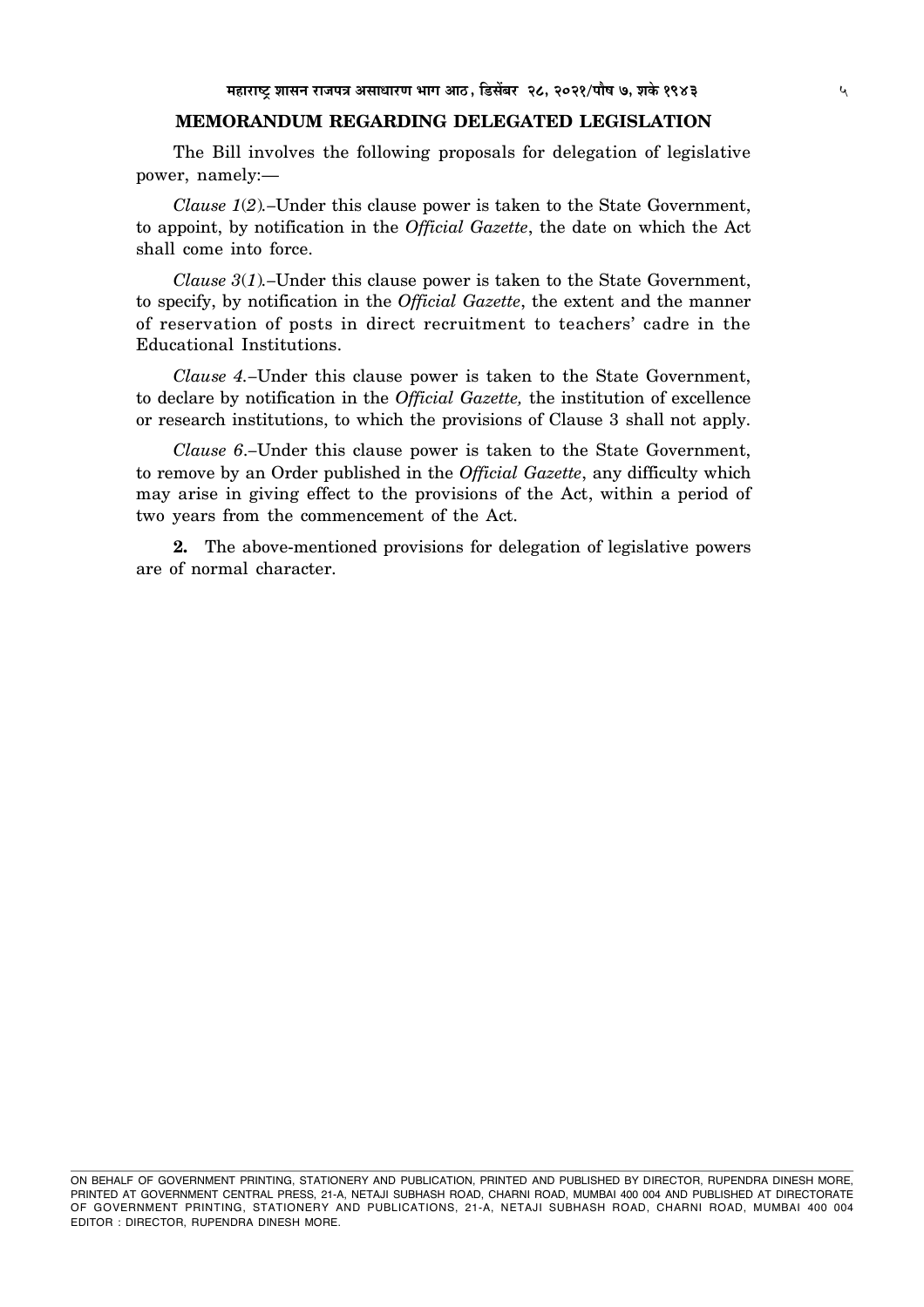## MEMORANDUM REGARDING DELEGATED LEGISLATION

The Bill involves the following proposals for delegation of legislative power, namely:—

*Clause 1(2).*–Under this clause power is taken to the State Government, to appoint, by notification in the *Official Gazette*, the date on which the Act shall come into force.

*Clause 3(1).*–Under this clause power is taken to the State Government, to specify, by notification in the *Official Gazette*, the extent and the manner of reservation of posts in direct recruitment to teachers' cadre in the Educational Institutions.

*Clause 4.*–Under this clause power is taken to the State Government, to declare by notification in the *Official Gazette,* the institution of excellence or research institutions, to which the provisions of Clause 3 shall not apply.

*Clause 6.*–Under this clause power is taken to the State Government, to remove by an Order published in the *Official Gazette*, any difficulty which may arise in giving effect to the provisions of the Act, within a period of two years from the commencement of the Act.

**2.** The above-mentioned provisions for delegation of legislative powers are of normal character.

ON BEHALF OF GOVERNMENT PRINTING, STATIONERY AND PUBLICATION, PRINTED AND PUBLISHED BY DIRECTOR, RUPENDRA DINESH MORE, PRINTED AT GOVERNMENT CENTRAL PRESS, 21-A, NETAJI SUBHASH ROAD, CHARNI ROAD, MUMBAI 400 004 AND PUBLISHED AT DIRECTORATE OF GOVERNMENT PRINTING, STATIONERY AND PUBLICATIONS, 21-A, NETAJI SUBHASH ROAD, CHARNI ROAD, MUMBAI 400 004 EDITOR : DIRECTOR, RUPENDRA DINESH MORE.